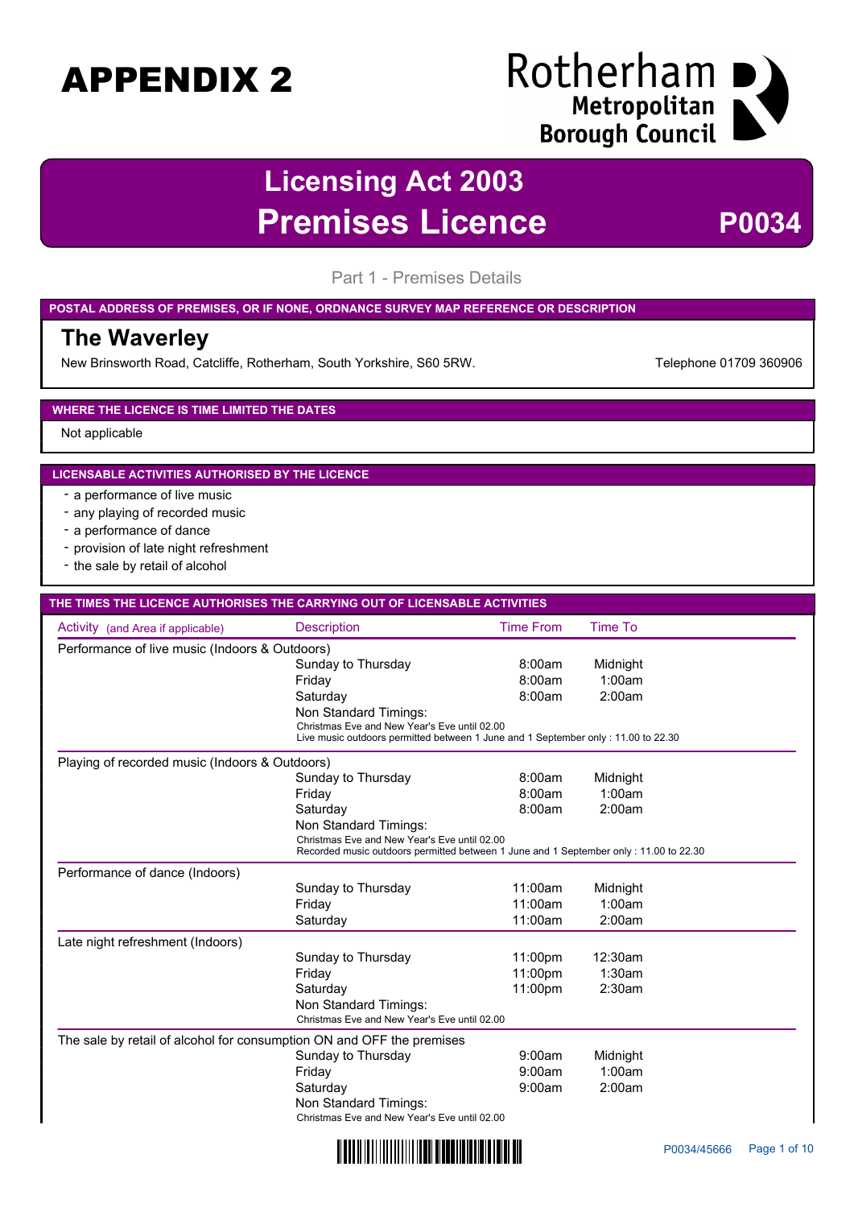# APPENDIX 2

Rotherham Metropolitan Borough Council

# Licensing Act 2003
# Premises Licence **P0034**

## Part 1 - Premises Details

**POSTAL ADDRESS OF PREMISES, OR IF NONE, ORDNANCE SURVEY MAP REFERENCE OR DESCRIPTION**

### The Waverley

New Brinsworth Road, Catcliffe, Rotherham, South Yorkshire, S60 5RW. Telephone 01709 360906

**WHERE THE LICENCE IS TIME LIMITED THE DATES**

Not applicable

**LICENSABLE ACTIVITIES AUTHORISED BY THE LICENCE**

- a performance of live music
- any playing of recorded music
- a performance of dance
- provision of late night refreshment
- the sale by retail of alcohol

**THE TIMES THE LICENCE AUTHORISES THE CARRYING OUT OF LICENSABLE ACTIVITIES**

| Activity (and Area if applicable) | Description | Time From | Time To |
|---|---|---|---|
| Performance of live music (Indoors & Outdoors) | | | |
| | Sunday to Thursday | 8:00am | Midnight |
| | Friday | 8:00am | 1:00am |
| | Saturday | 8:00am | 2:00am |
| | Non Standard Timings: Christmas Eve and New Year's Eve until 02.00. Live music outdoors permitted between 1 June and 1 September only : 11.00 to 22.30 | | |
| Playing of recorded music (Indoors & Outdoors) | | | |
| | Sunday to Thursday | 8:00am | Midnight |
| | Friday | 8:00am | 1:00am |
| | Saturday | 8:00am | 2:00am |
| | Non Standard Timings: Christmas Eve and New Year's Eve until 02.00. Recorded music outdoors permitted between 1 June and 1 September only : 11.00 to 22.30 | | |
| Performance of dance (Indoors) | | | |
| | Sunday to Thursday | 11:00am | Midnight |
| | Friday | 11:00am | 1:00am |
| | Saturday | 11:00am | 2:00am |
| Late night refreshment (Indoors) | | | |
| | Sunday to Thursday | 11:00pm | 12:30am |
| | Friday | 11:00pm | 1:30am |
| | Saturday | 11:00pm | 2:30am |
| | Non Standard Timings: Christmas Eve and New Year's Eve until 02.00 | | |
| The sale by retail of alcohol for consumption ON and OFF the premises | | | |
| | Sunday to Thursday | 9:00am | Midnight |
| | Friday | 9:00am | 1:00am |
| | Saturday | 9:00am | 2:00am |
| | Non Standard Timings: Christmas Eve and New Year's Eve until 02.00 | | |

P0034/45666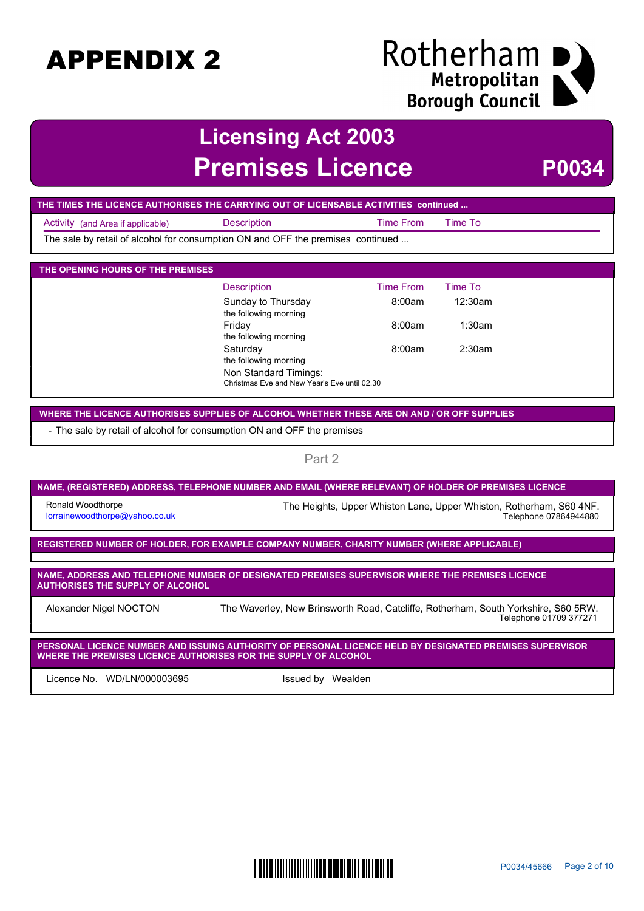# APPENDIX 2

Rotherham Metropolitan Borough Council

## Licensing Act 2003
## Premises Licence **P0034**

**THE TIMES THE LICENCE AUTHORISES THE CARRYING OUT OF LICENSABLE ACTIVITIES continued ...**

| Activity (and Area if applicable) | Description | Time From | Time To |
|---|---|---|---|
| The sale by retail of alcohol for consumption ON and OFF the premises continued ... | | | |

**THE OPENING HOURS OF THE PREMISES**

| Description | Time From | Time To |
|---|---|---|
| Sunday to Thursday the following morning | 8:00am | 12:30am |
| Friday the following morning | 8:00am | 1:30am |
| Saturday the following morning | 8:00am | 2:30am |
| Non Standard Timings: Christmas Eve and New Year's Eve until 02.30 | | |

**WHERE THE LICENCE AUTHORISES SUPPLIES OF ALCOHOL WHETHER THESE ARE ON AND / OR OFF SUPPLIES**

- The sale by retail of alcohol for consumption ON and OFF the premises

## Part 2

**NAME, (REGISTERED) ADDRESS, TELEPHONE NUMBER AND EMAIL (WHERE RELEVANT) OF HOLDER OF PREMISES LICENCE**

Ronald Woodthorpe
lorrainewoodthorpe@yahoo.co.uk

The Heights, Upper Whiston Lane, Upper Whiston, Rotherham, S60 4NF.
Telephone 07864944880

**REGISTERED NUMBER OF HOLDER, FOR EXAMPLE COMPANY NUMBER, CHARITY NUMBER (WHERE APPLICABLE)**

**NAME, ADDRESS AND TELEPHONE NUMBER OF DESIGNATED PREMISES SUPERVISOR WHERE THE PREMISES LICENCE AUTHORISES THE SUPPLY OF ALCOHOL**

Alexander Nigel NOCTON

The Waverley, New Brinsworth Road, Catcliffe, Rotherham, South Yorkshire, S60 5RW.
Telephone 01709 377271

**PERSONAL LICENCE NUMBER AND ISSUING AUTHORITY OF PERSONAL LICENCE HELD BY DESIGNATED PREMISES SUPERVISOR WHERE THE PREMISES LICENCE AUTHORISES FOR THE SUPPLY OF ALCOHOL**

Licence No. WD/LN/000003695 Issued by Wealden

P0034/45666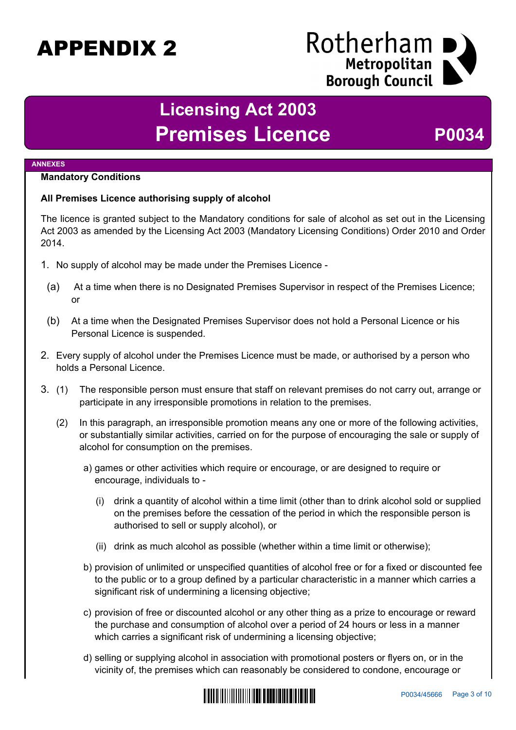# APPENDIX 2

Rotherham Metropolitan Borough Council

## Licensing Act 2003
## Premises Licence P0034

**ANNEXES**

**Mandatory Conditions**

**All Premises Licence authorising supply of alcohol**

The licence is granted subject to the Mandatory conditions for sale of alcohol as set out in the Licensing Act 2003 as amended by the Licensing Act 2003 (Mandatory Licensing Conditions) Order 2010 and Order 2014.

1. No supply of alcohol may be made under the Premises Licence -

   (a) At a time when there is no Designated Premises Supervisor in respect of the Premises Licence; or

   (b) At a time when the Designated Premises Supervisor does not hold a Personal Licence or his Personal Licence is suspended.

2. Every supply of alcohol under the Premises Licence must be made, or authorised by a person who holds a Personal Licence.

3. (1) The responsible person must ensure that staff on relevant premises do not carry out, arrange or participate in any irresponsible promotions in relation to the premises.

   (2) In this paragraph, an irresponsible promotion means any one or more of the following activities, or substantially similar activities, carried on for the purpose of encouraging the sale or supply of alcohol for consumption on the premises.

   a) games or other activities which require or encourage, or are designed to require or encourage, individuals to -

      (i) drink a quantity of alcohol within a time limit (other than to drink alcohol sold or supplied on the premises before the cessation of the period in which the responsible person is authorised to sell or supply alcohol), or

      (ii) drink as much alcohol as possible (whether within a time limit or otherwise);

   b) provision of unlimited or unspecified quantities of alcohol free or for a fixed or discounted fee to the public or to a group defined by a particular characteristic in a manner which carries a significant risk of undermining a licensing objective;

   c) provision of free or discounted alcohol or any other thing as a prize to encourage or reward the purchase and consumption of alcohol over a period of 24 hours or less in a manner which carries a significant risk of undermining a licensing objective;

   d) selling or supplying alcohol in association with promotional posters or flyers on, or in the vicinity of, the premises which can reasonably be considered to condone, encourage or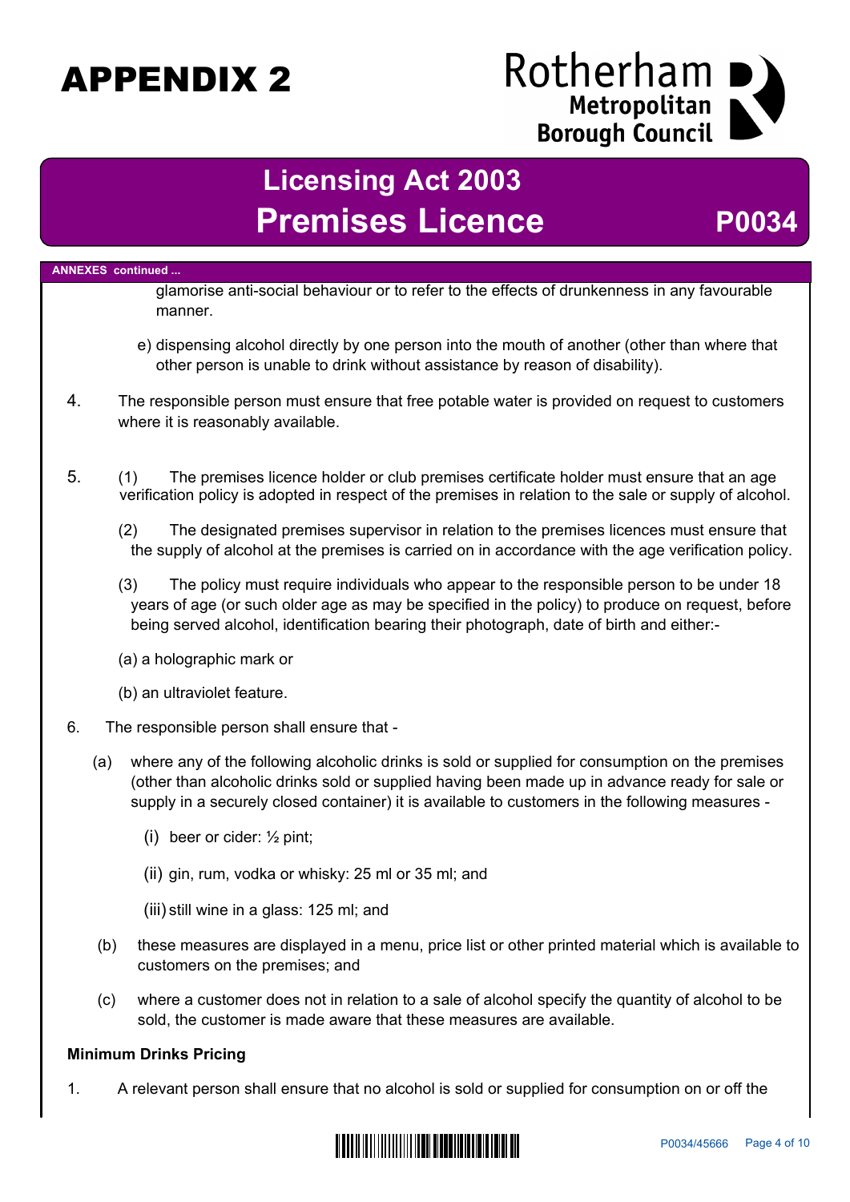**ANNEXES continued ...**

glamorise anti-social behaviour or to refer to the effects of drunkenness in any favourable manner.

e) dispensing alcohol directly by one person into the mouth of another (other than where that other person is unable to drink without assistance by reason of disability).

4. The responsible person must ensure that free potable water is provided on request to customers where it is reasonably available.

5. (1) The premises licence holder or club premises certificate holder must ensure that an age verification policy is adopted in respect of the premises in relation to the sale or supply of alcohol.

   (2) The designated premises supervisor in relation to the premises licences must ensure that the supply of alcohol at the premises is carried on in accordance with the age verification policy.

   (3) The policy must require individuals who appear to the responsible person to be under 18 years of age (or such older age as may be specified in the policy) to produce on request, before being served alcohol, identification bearing their photograph, date of birth and either:-

   (a) a holographic mark or

   (b) an ultraviolet feature.

6. The responsible person shall ensure that -

   (a) where any of the following alcoholic drinks is sold or supplied for consumption on the premises (other than alcoholic drinks sold or supplied having been made up in advance ready for sale or supply in a securely closed container) it is available to customers in the following measures -

      (i) beer or cider: ½ pint;

      (ii) gin, rum, vodka or whisky: 25 ml or 35 ml; and

      (iii) still wine in a glass: 125 ml; and

   (b) these measures are displayed in a menu, price list or other printed material which is available to customers on the premises; and

   (c) where a customer does not in relation to a sale of alcohol specify the quantity of alcohol to be sold, the customer is made aware that these measures are available.

**Minimum Drinks Pricing**

1. A relevant person shall ensure that no alcohol is sold or supplied for consumption on or off the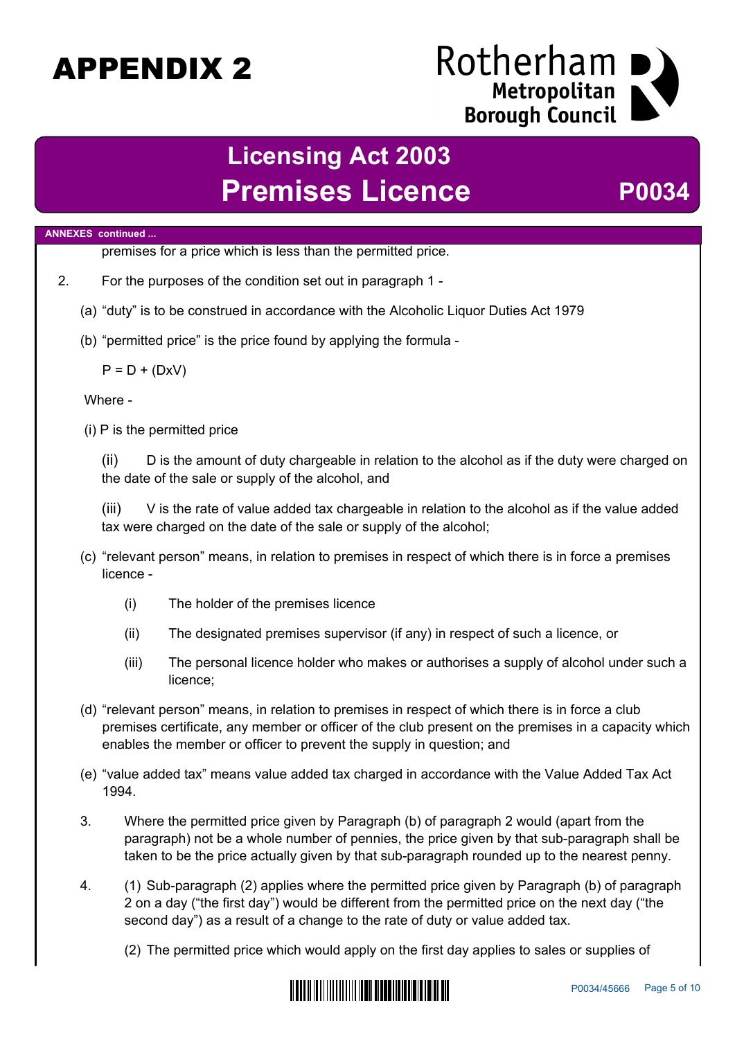# APPENDIX 2

Rotherham Metropolitan Borough Council

## Licensing Act 2003

# Premises Licence P0034

**ANNEXES continued ...**

premises for a price which is less than the permitted price.

2. For the purposes of the condition set out in paragraph 1 -

   (a) "duty" is to be construed in accordance with the Alcoholic Liquor Duties Act 1979

   (b) "permitted price" is the price found by applying the formula -

   $P = D + (D x V)$

   Where -

   (i) P is the permitted price

   (ii) D is the amount of duty chargeable in relation to the alcohol as if the duty were charged on the date of the sale or supply of the alcohol, and

   (iii) V is the rate of value added tax chargeable in relation to the alcohol as if the value added tax were charged on the date of the sale or supply of the alcohol;

   (c) "relevant person" means, in relation to premises in respect of which there is in force a premises licence -

   (i) The holder of the premises licence

   (ii) The designated premises supervisor (if any) in respect of such a licence, or

   (iii) The personal licence holder who makes or authorises a supply of alcohol under such a licence;

   (d) "relevant person" means, in relation to premises in respect of which there is in force a club premises certificate, any member or officer of the club present on the premises in a capacity which enables the member or officer to prevent the supply in question; and

   (e) "value added tax" means value added tax charged in accordance with the Value Added Tax Act 1994.

3. Where the permitted price given by Paragraph (b) of paragraph 2 would (apart from the paragraph) not be a whole number of pennies, the price given by that sub-paragraph shall be taken to be the price actually given by that sub-paragraph rounded up to the nearest penny.

4. (1) Sub-paragraph (2) applies where the permitted price given by Paragraph (b) of paragraph 2 on a day ("the first day") would be different from the permitted price on the next day ("the second day") as a result of a change to the rate of duty or value added tax.

   (2) The permitted price which would apply on the first day applies to sales or supplies of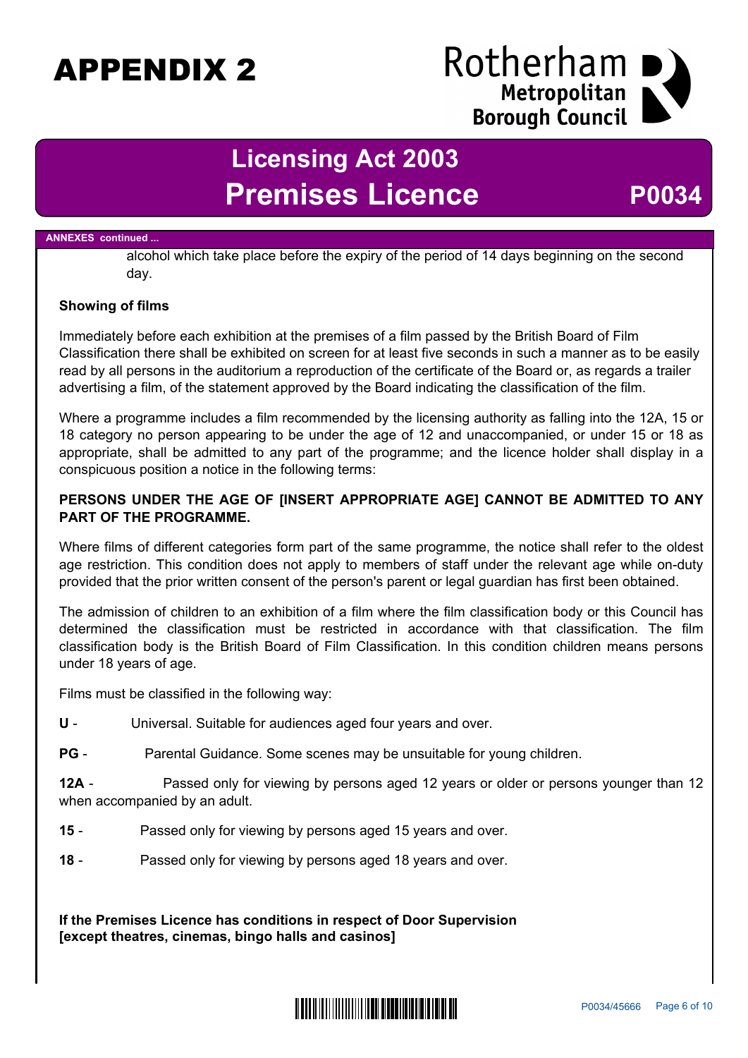alcohol which take place before the expiry of the period of 14 days beginning on the second day.

**Showing of films**

Immediately before each exhibition at the premises of a film passed by the British Board of Film Classification there shall be exhibited on screen for at least five seconds in such a manner as to be easily read by all persons in the auditorium a reproduction of the certificate of the Board or, as regards a trailer advertising a film, of the statement approved by the Board indicating the classification of the film.

Where a programme includes a film recommended by the licensing authority as falling into the 12A, 15 or 18 category no person appearing to be under the age of 12 and unaccompanied, or under 15 or 18 as appropriate, shall be admitted to any part of the programme; and the licence holder shall display in a conspicuous position a notice in the following terms:

**PERSONS UNDER THE AGE OF [INSERT APPROPRIATE AGE] CANNOT BE ADMITTED TO ANY PART OF THE PROGRAMME.**

Where films of different categories form part of the same programme, the notice shall refer to the oldest age restriction. This condition does not apply to members of staff under the relevant age while on-duty provided that the prior written consent of the person's parent or legal guardian has first been obtained.

The admission of children to an exhibition of a film where the film classification body or this Council has determined the classification must be restricted in accordance with that classification. The film classification body is the British Board of Film Classification. In this condition children means persons under 18 years of age.

Films must be classified in the following way:

**U** - Universal. Suitable for audiences aged four years and over.

**PG** - Parental Guidance. Some scenes may be unsuitable for young children.

**12A** - Passed only for viewing by persons aged 12 years or older or persons younger than 12 when accompanied by an adult.

**15** - Passed only for viewing by persons aged 15 years and over.

**18** - Passed only for viewing by persons aged 18 years and over.

**If the Premises Licence has conditions in respect of Door Supervision [except theatres, cinemas, bingo halls and casinos]**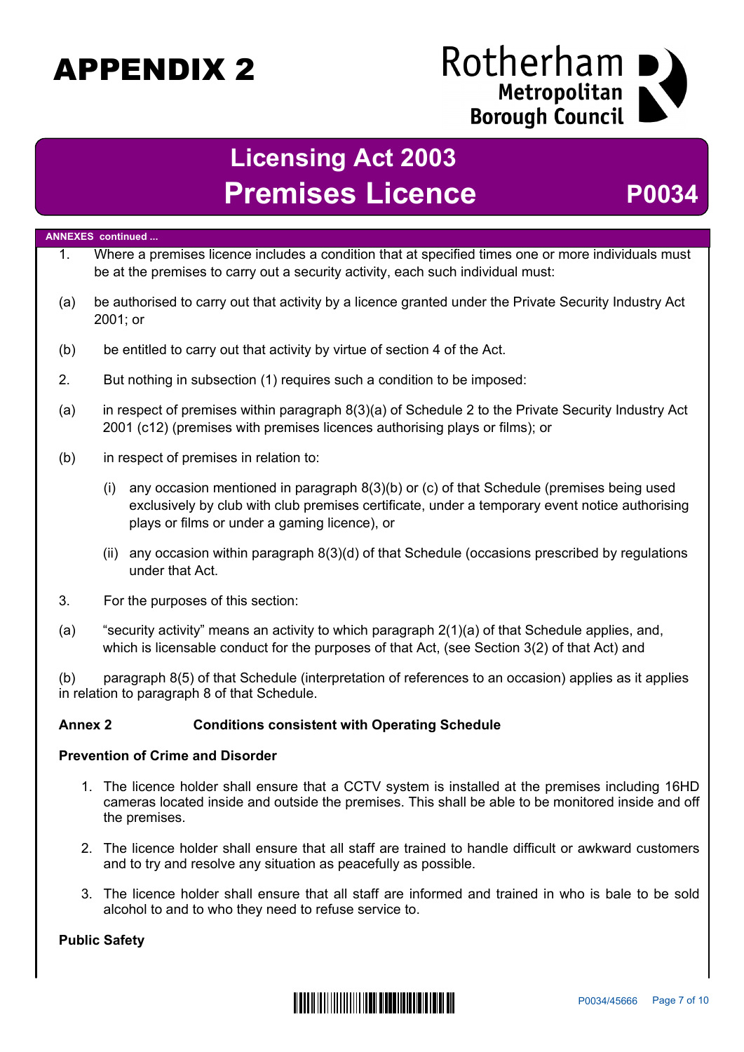# APPENDIX 2

Rotherham Metropolitan Borough Council

## Licensing Act 2003
## Premises Licence P0034

**ANNEXES continued ...**

1. Where a premises licence includes a condition that at specified times one or more individuals must be at the premises to carry out a security activity, each such individual must:

(a) be authorised to carry out that activity by a licence granted under the Private Security Industry Act 2001; or

(b) be entitled to carry out that activity by virtue of section 4 of the Act.

2. But nothing in subsection (1) requires such a condition to be imposed:

(a) in respect of premises within paragraph 8(3)(a) of Schedule 2 to the Private Security Industry Act 2001 (c12) (premises with premises licences authorising plays or films); or

(b) in respect of premises in relation to:

(i) any occasion mentioned in paragraph 8(3)(b) or (c) of that Schedule (premises being used exclusively by club with club premises certificate, under a temporary event notice authorising plays or films or under a gaming licence), or

(ii) any occasion within paragraph 8(3)(d) of that Schedule (occasions prescribed by regulations under that Act.

3. For the purposes of this section:

(a) "security activity" means an activity to which paragraph 2(1)(a) of that Schedule applies, and, which is licensable conduct for the purposes of that Act, (see Section 3(2) of that Act) and

(b) paragraph 8(5) of that Schedule (interpretation of references to an occasion) applies as it applies in relation to paragraph 8 of that Schedule.

**Annex 2 Conditions consistent with Operating Schedule**

**Prevention of Crime and Disorder**

1. The licence holder shall ensure that a CCTV system is installed at the premises including 16HD cameras located inside and outside the premises. This shall be able to be monitored inside and off the premises.
2. The licence holder shall ensure that all staff are trained to handle difficult or awkward customers and to try and resolve any situation as peacefully as possible.
3. The licence holder shall ensure that all staff are informed and trained in who is bale to be sold alcohol to and to who they need to refuse service to.

**Public Safety**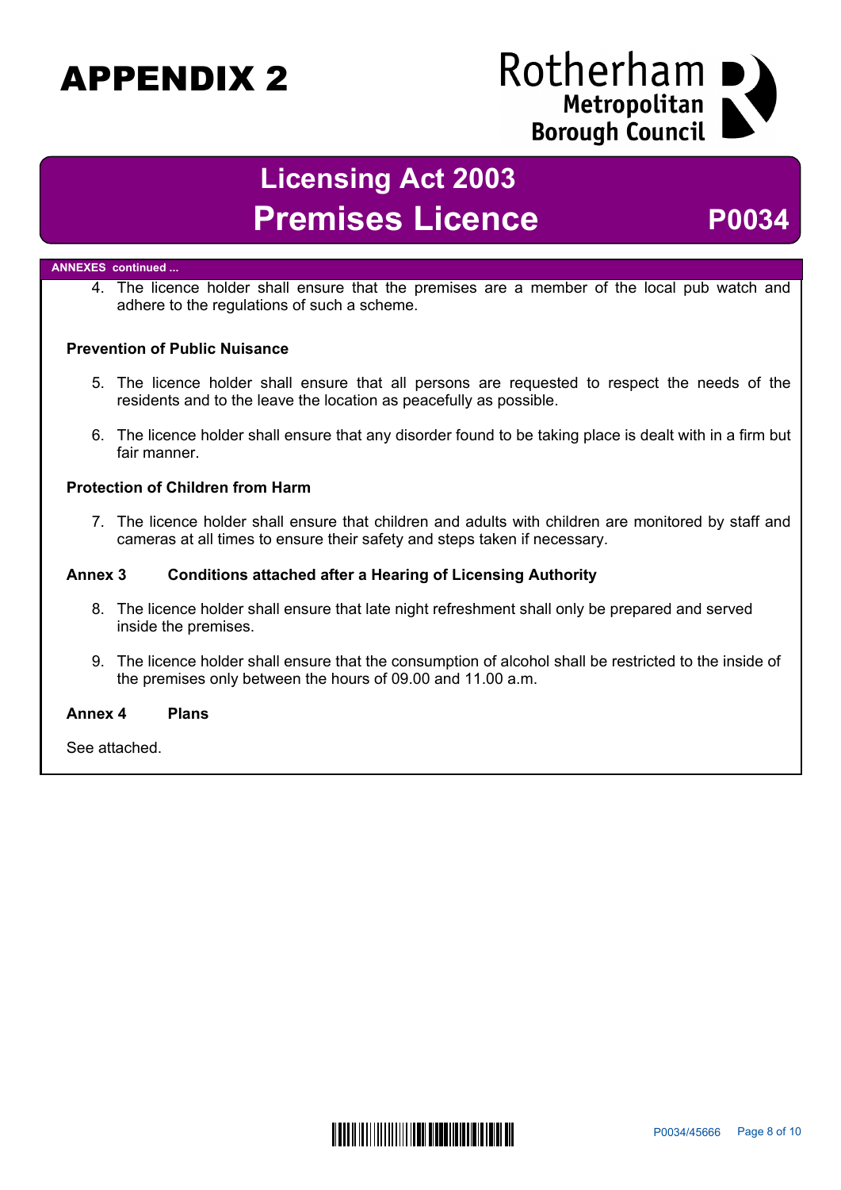# APPENDIX 2

Rotherham Metropolitan Borough Council

## Licensing Act 2003
## Premises Licence P0034

**ANNEXES continued ...**

4. The licence holder shall ensure that the premises are a member of the local pub watch and adhere to the regulations of such a scheme.

**Prevention of Public Nuisance**

5. The licence holder shall ensure that all persons are requested to respect the needs of the residents and to the leave the location as peacefully as possible.

6. The licence holder shall ensure that any disorder found to be taking place is dealt with in a firm but fair manner.

**Protection of Children from Harm**

7. The licence holder shall ensure that children and adults with children are monitored by staff and cameras at all times to ensure their safety and steps taken if necessary.

**Annex 3 Conditions attached after a Hearing of Licensing Authority**

8. The licence holder shall ensure that late night refreshment shall only be prepared and served inside the premises.

9. The licence holder shall ensure that the consumption of alcohol shall be restricted to the inside of the premises only between the hours of 09.00 and 11.00 a.m.

**Annex 4 Plans**

See attached.

P0034/45666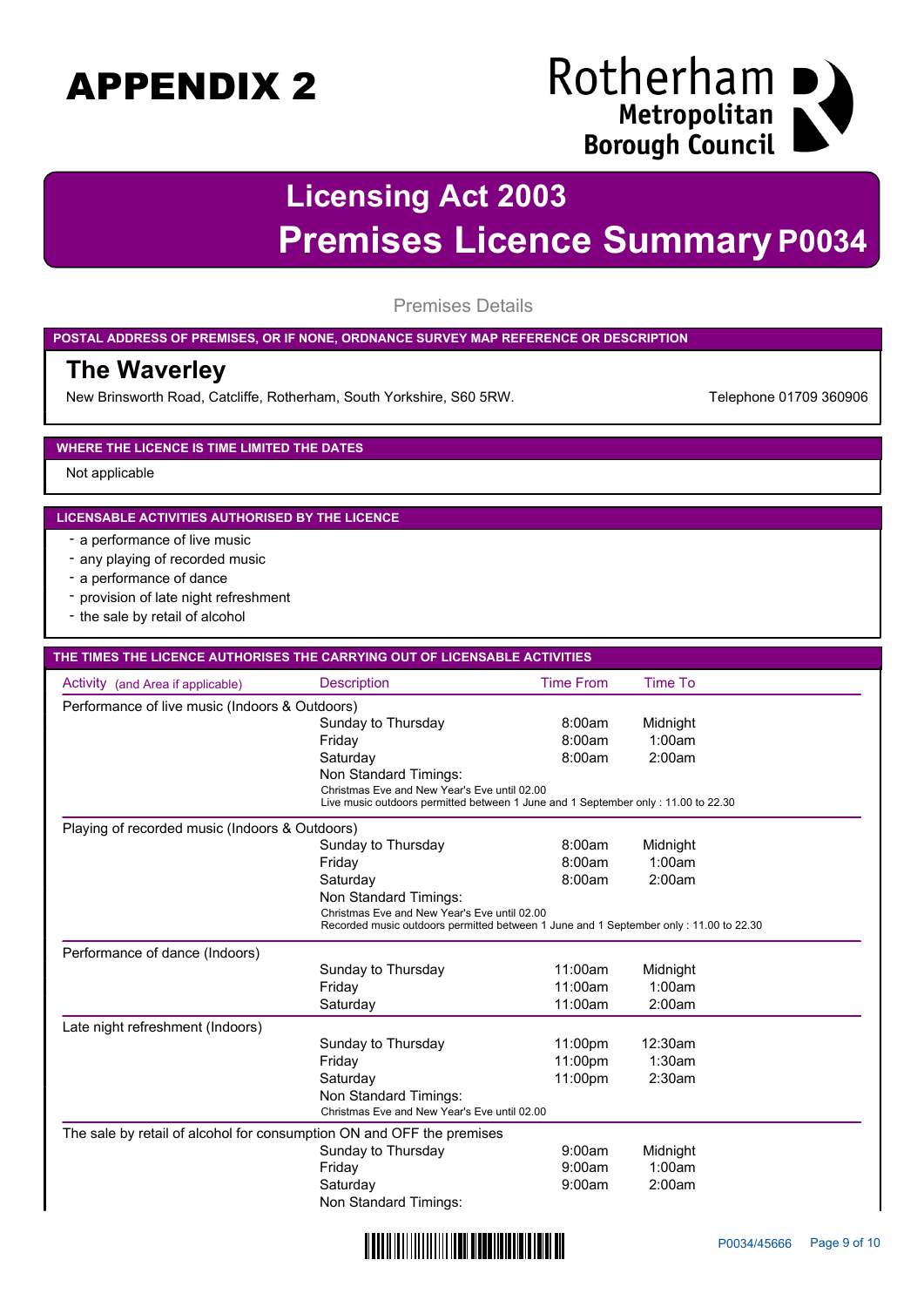# APPENDIX 2

Rotherham Metropolitan Borough Council

## Licensing Act 2003
## Premises Licence Summary P0034

### Premises Details

**POSTAL ADDRESS OF PREMISES, OR IF NONE, ORDNANCE SURVEY MAP REFERENCE OR DESCRIPTION**

**The Waverley**

New Brinsworth Road, Catcliffe, Rotherham, South Yorkshire, S60 5RW.

Telephone 01709 360906

**WHERE THE LICENCE IS TIME LIMITED THE DATES**

Not applicable

**LICENSABLE ACTIVITIES AUTHORISED BY THE LICENCE**

- a performance of live music
- any playing of recorded music
- a performance of dance
- provision of late night refreshment
- the sale by retail of alcohol

**THE TIMES THE LICENCE AUTHORISES THE CARRYING OUT OF LICENSABLE ACTIVITIES**

| Activity (and Area if applicable) | Description | Time From | Time To |
|---|---|---|---|
| Performance of live music (Indoors & Outdoors) | | | |
| | Sunday to Thursday | 8:00am | Midnight |
| | Friday | 8:00am | 1:00am |
| | Saturday | 8:00am | 2:00am |
| | Non Standard Timings: Christmas Eve and New Year's Eve until 02.00 Live music outdoors permitted between 1 June and 1 September only : 11.00 to 22.30 | | |
| Playing of recorded music (Indoors & Outdoors) | | | |
| | Sunday to Thursday | 8:00am | Midnight |
| | Friday | 8:00am | 1:00am |
| | Saturday | 8:00am | 2:00am |
| | Non Standard Timings: Christmas Eve and New Year's Eve until 02.00 Recorded music outdoors permitted between 1 June and 1 September only : 11.00 to 22.30 | | |
| Performance of dance (Indoors) | | | |
| | Sunday to Thursday | 11:00am | Midnight |
| | Friday | 11:00am | 1:00am |
| | Saturday | 11:00am | 2:00am |
| Late night refreshment (Indoors) | | | |
| | Sunday to Thursday | 11:00pm | 12:30am |
| | Friday | 11:00pm | 1:30am |
| | Saturday | 11:00pm | 2:30am |
| | Non Standard Timings: Christmas Eve and New Year's Eve until 02.00 | | |
| The sale by retail of alcohol for consumption ON and OFF the premises | | | |
| | Sunday to Thursday | 9:00am | Midnight |
| | Friday | 9:00am | 1:00am |
| | Saturday | 9:00am | 2:00am |
| | Non Standard Timings: | | |

P0034/45666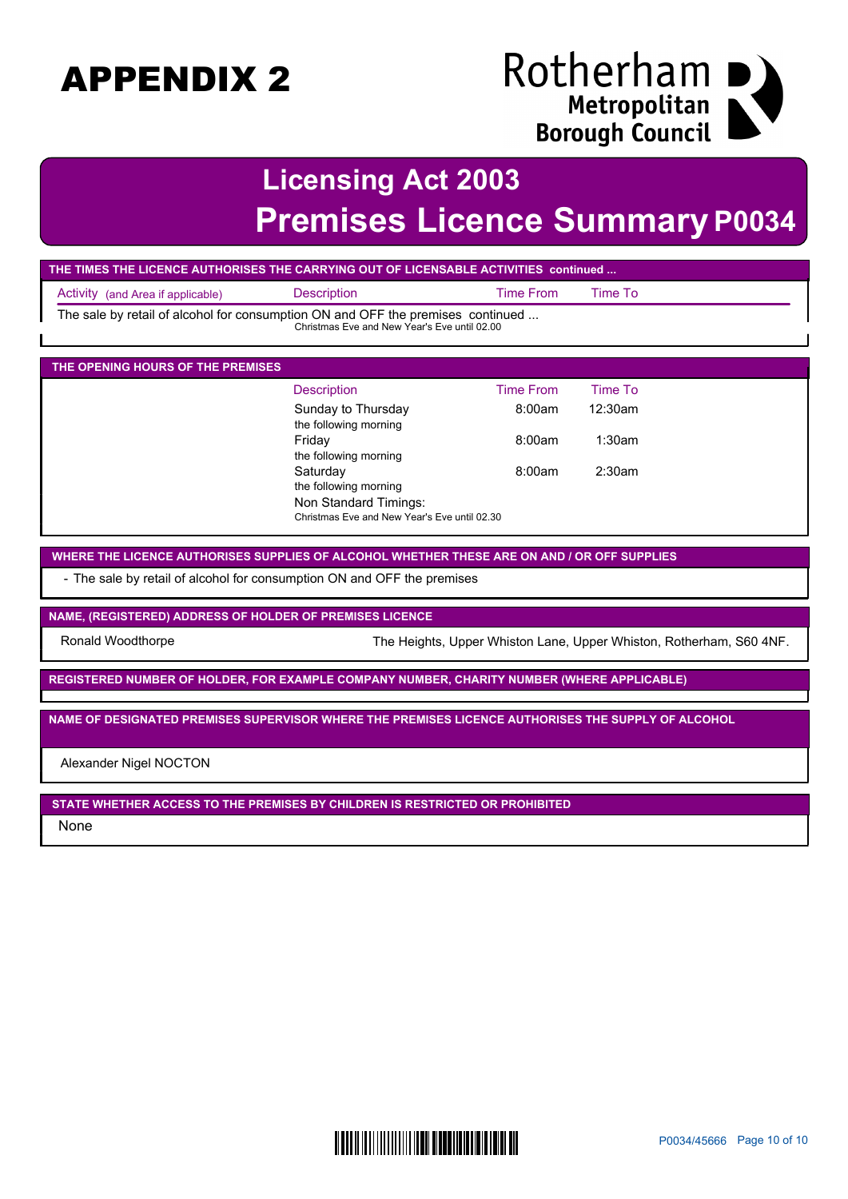# APPENDIX 2

Rotherham Metropolitan Borough Council

## Licensing Act 2003
## Premises Licence Summary P0034

**THE TIMES THE LICENCE AUTHORISES THE CARRYING OUT OF LICENSABLE ACTIVITIES continued ...**

| Activity (and Area if applicable) | Description | Time From | Time To |
|---|---|---|---|
| The sale by retail of alcohol for consumption ON and OFF the premises continued ... | Christmas Eve and New Year's Eve until 02.00 | | |

**THE OPENING HOURS OF THE PREMISES**

| Description | Time From | Time To |
|---|---|---|
| Sunday to Thursday the following morning | 8:00am | 12:30am |
| Friday the following morning | 8:00am | 1:30am |
| Saturday the following morning | 8:00am | 2:30am |
| Non Standard Timings: Christmas Eve and New Year's Eve until 02.30 | | |

**WHERE THE LICENCE AUTHORISES SUPPLIES OF ALCOHOL WHETHER THESE ARE ON AND / OR OFF SUPPLIES**

- The sale by retail of alcohol for consumption ON and OFF the premises

**NAME, (REGISTERED) ADDRESS OF HOLDER OF PREMISES LICENCE**

Ronald Woodthorpe — The Heights, Upper Whiston Lane, Upper Whiston, Rotherham, S60 4NF.

**REGISTERED NUMBER OF HOLDER, FOR EXAMPLE COMPANY NUMBER, CHARITY NUMBER (WHERE APPLICABLE)**

**NAME OF DESIGNATED PREMISES SUPERVISOR WHERE THE PREMISES LICENCE AUTHORISES THE SUPPLY OF ALCOHOL**

Alexander Nigel NOCTON

**STATE WHETHER ACCESS TO THE PREMISES BY CHILDREN IS RESTRICTED OR PROHIBITED**

None

P0034/45666